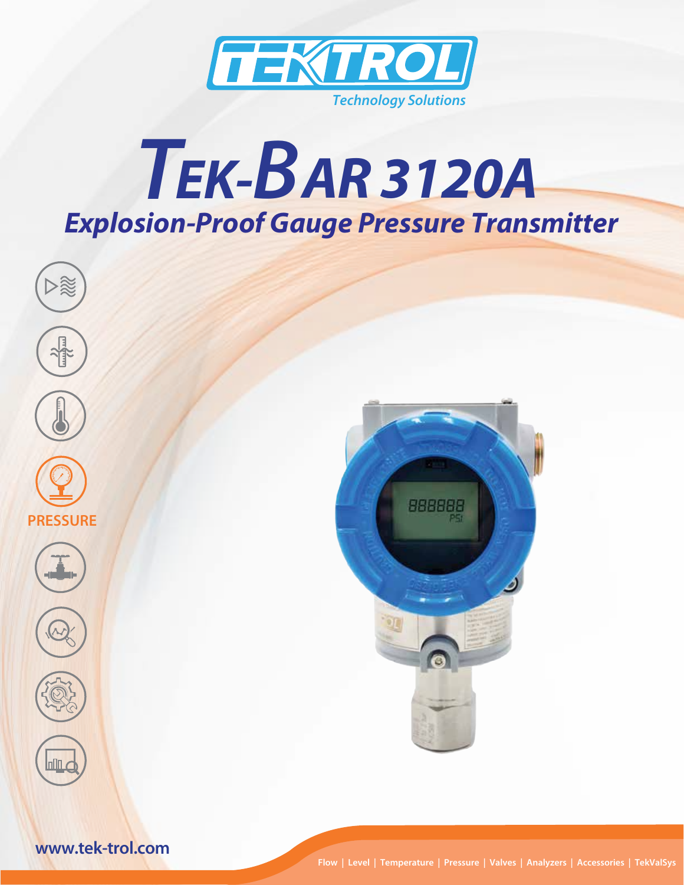TEKTROL
Technology Solutions

# TEK-BAR 3120A

## Explosion-Proof Gauge Pressure Transmitter

PRESSURE

www.tek-trol.com

Flow | Level | Temperature | Pressure | Valves | Analyzers | Accessories | TekValSys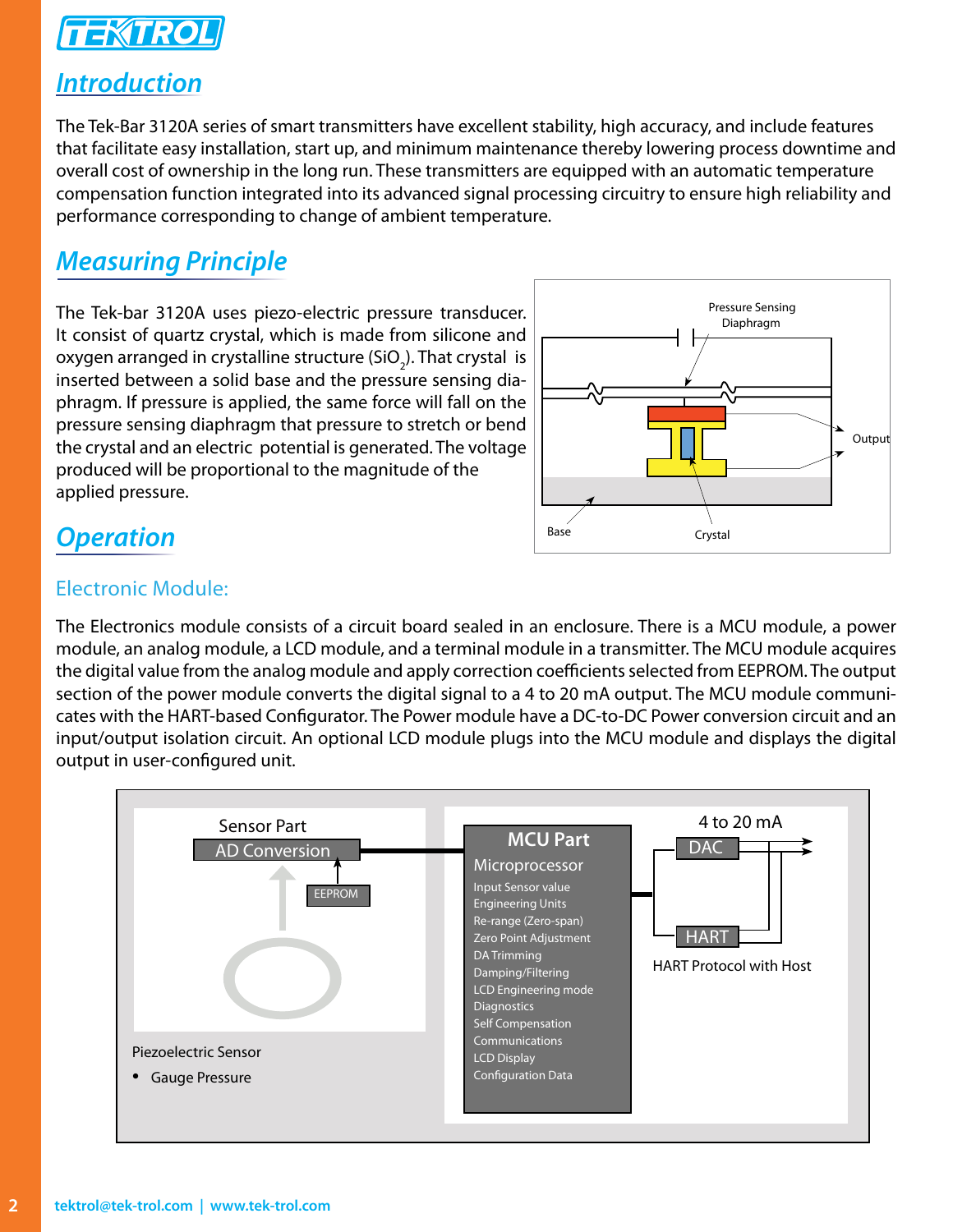## Introduction

The Tek-Bar 3120A series of smart transmitters have excellent stability, high accuracy, and include features that facilitate easy installation, start up, and minimum maintenance thereby lowering process downtime and overall cost of ownership in the long run. These transmitters are equipped with an automatic temperature compensation function integrated into its advanced signal processing circuitry to ensure high reliability and performance corresponding to change of ambient temperature.

## Measuring Principle

The Tek-bar 3120A uses piezo-electric pressure transducer. It consist of quartz crystal, which is made from silicone and oxygen arranged in crystalline structure ($SiO_2$). That crystal is inserted between a solid base and the pressure sensing diaphragm. If pressure is applied, the same force will fall on the pressure sensing diaphragm that pressure to stretch or bend the crystal and an electric potential is generated. The voltage produced will be proportional to the magnitude of the applied pressure.

Pressure Sensing Diaphragm

Output

Base

Crystal

## Operation

### Electronic Module:

The Electronics module consists of a circuit board sealed in an enclosure. There is a MCU module, a power module, an analog module, a LCD module, and a terminal module in a transmitter. The MCU module acquires the digital value from the analog module and apply correction coefficients selected from EEPROM. The output section of the power module converts the digital signal to a 4 to 20 mA output. The MCU module communicates with the HART-based Configurator. The Power module have a DC-to-DC Power conversion circuit and an input/output isolation circuit. An optional LCD module plugs into the MCU module and displays the digital output in user-configured unit.

Sensor Part

AD Conversion

EEPROM

Piezoelectric Sensor

- Gauge Pressure

MCU Part

Microprocessor

- Input Sensor value
- Engineering Units
- Re-range (Zero-span)
- Zero Point Adjustment
- DA Trimming
- Damping/Filtering
- LCD Engineering mode
- Diagnostics
- Self Compensation
- Communications
- LCD Display
- Configuration Data

4 to 20 mA

DAC

HART

HART Protocol with Host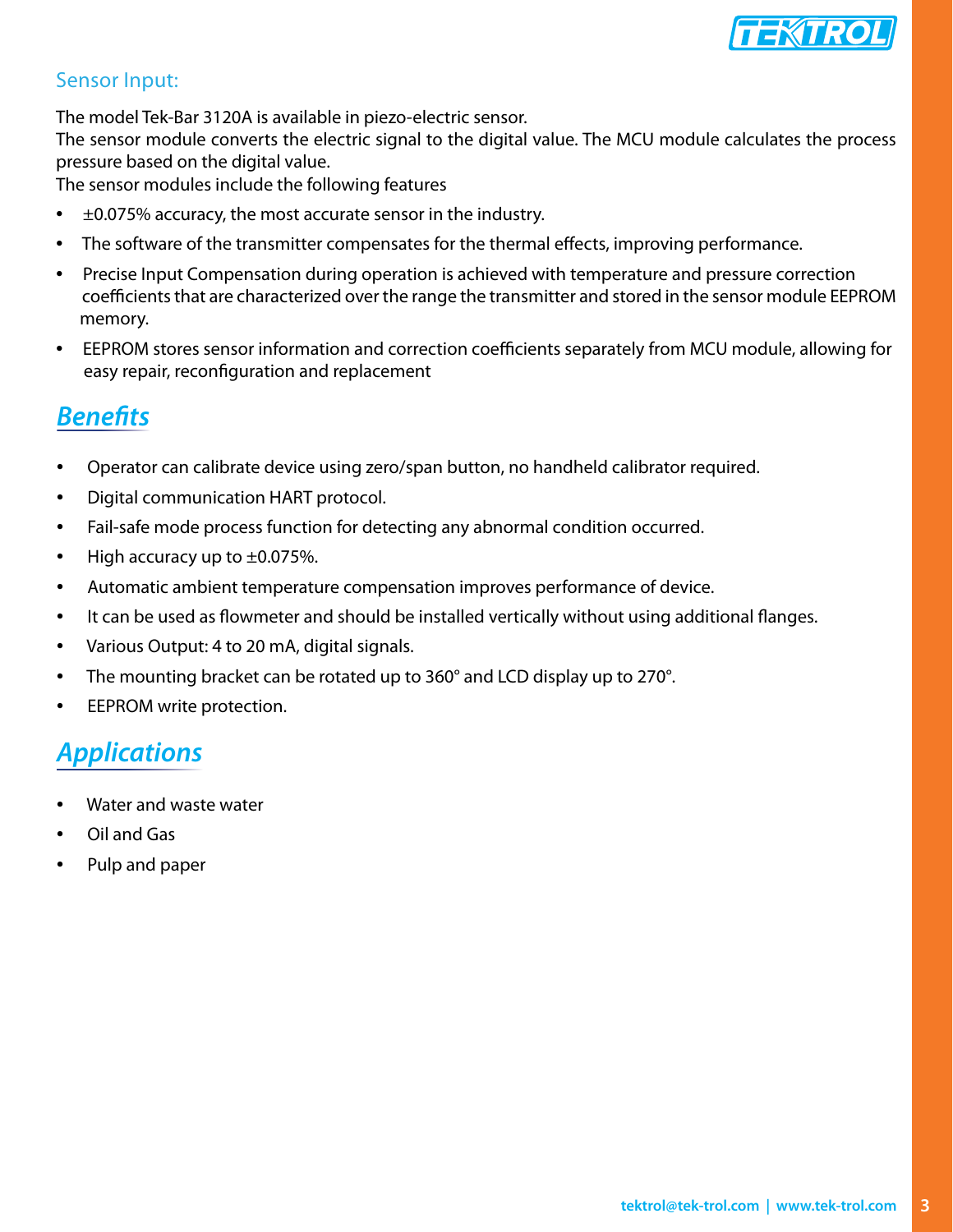### Sensor Input:

The model Tek-Bar 3120A is available in piezo-electric sensor.
The sensor module converts the electric signal to the digital value. The MCU module calculates the process pressure based on the digital value.
The sensor modules include the following features

- ±0.075% accuracy, the most accurate sensor in the industry.
- The software of the transmitter compensates for the thermal effects, improving performance.
- Precise Input Compensation during operation is achieved with temperature and pressure correction coefficients that are characterized over the range the transmitter and stored in the sensor module EEPROM memory.
- EEPROM stores sensor information and correction coefficients separately from MCU module, allowing for easy repair, reconfiguration and replacement

## *Benefits*

- Operator can calibrate device using zero/span button, no handheld calibrator required.
- Digital communication HART protocol.
- Fail-safe mode process function for detecting any abnormal condition occurred.
- High accuracy up to ±0.075%.
- Automatic ambient temperature compensation improves performance of device.
- It can be used as flowmeter and should be installed vertically without using additional flanges.
- Various Output: 4 to 20 mA, digital signals.
- The mounting bracket can be rotated up to 360° and LCD display up to 270°.
- EEPROM write protection.

## *Applications*

- Water and waste water
- Oil and Gas
- Pulp and paper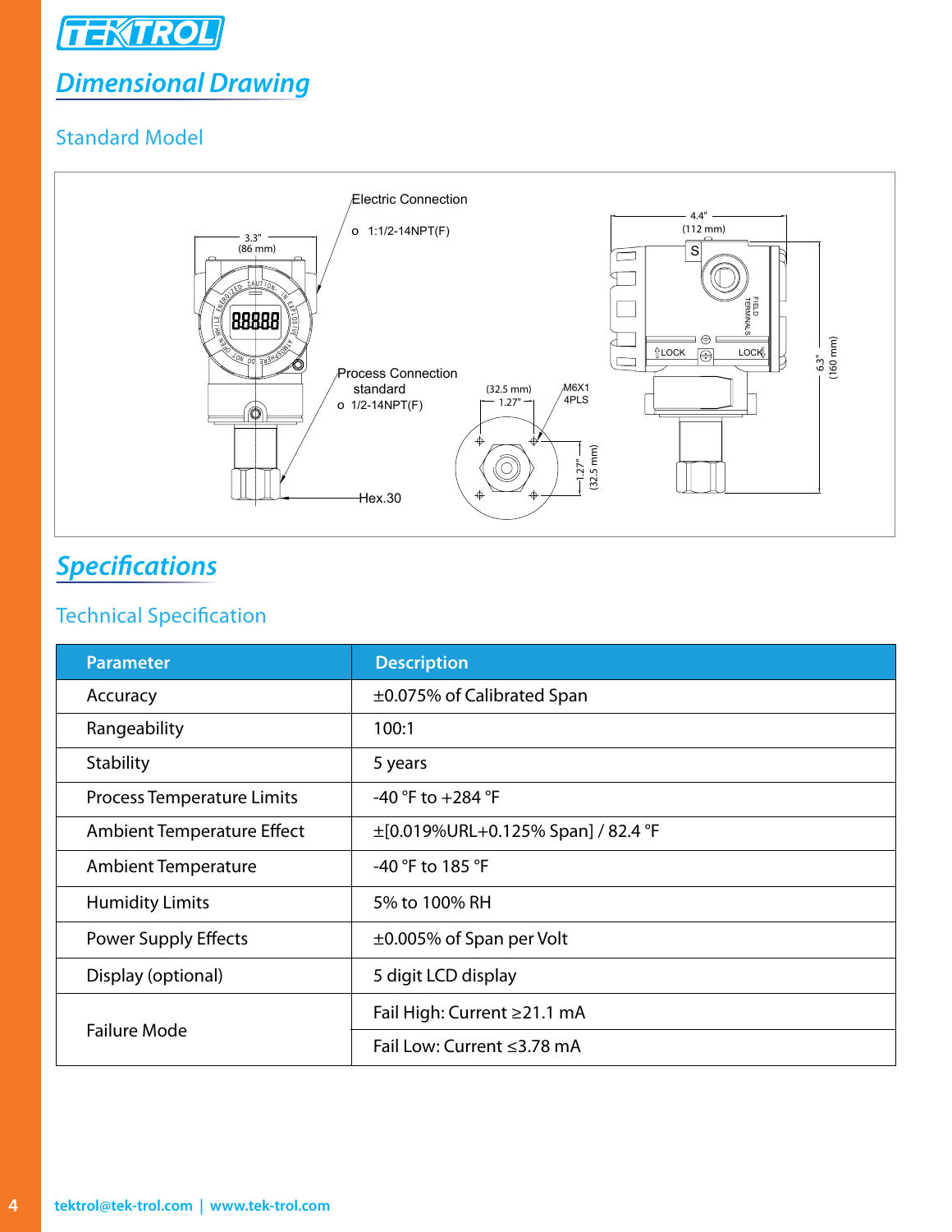# Dimensional Drawing

## Standard Model

Electric Connection

o 1:1/2-14NPT(F)

3.3" (86 mm)

4.4" (112 mm)

Process Connection standard

o 1/2-14NPT(F)

(32.5 mm) 1.27"

M6X1 4PLS

1.27" (32.5 mm)

6.3" (160 mm)

Hex.30

# Specifications

## Technical Specification

| Parameter | Description |
| --- | --- |
| Accuracy | ±0.075% of Calibrated Span |
| Rangeability | 100:1 |
| Stability | 5 years |
| Process Temperature Limits | -40 °F to +284 °F |
| Ambient Temperature Effect | ±[0.019%URL+0.125% Span] / 82.4 °F |
| Ambient Temperature | -40 °F to 185 °F |
| Humidity Limits | 5% to 100% RH |
| Power Supply Effects | ±0.005% of Span per Volt |
| Display (optional) | 5 digit LCD display |
| Failure Mode | Fail High: Current ≥21.1 mA |
| | Fail Low: Current ≤3.78 mA |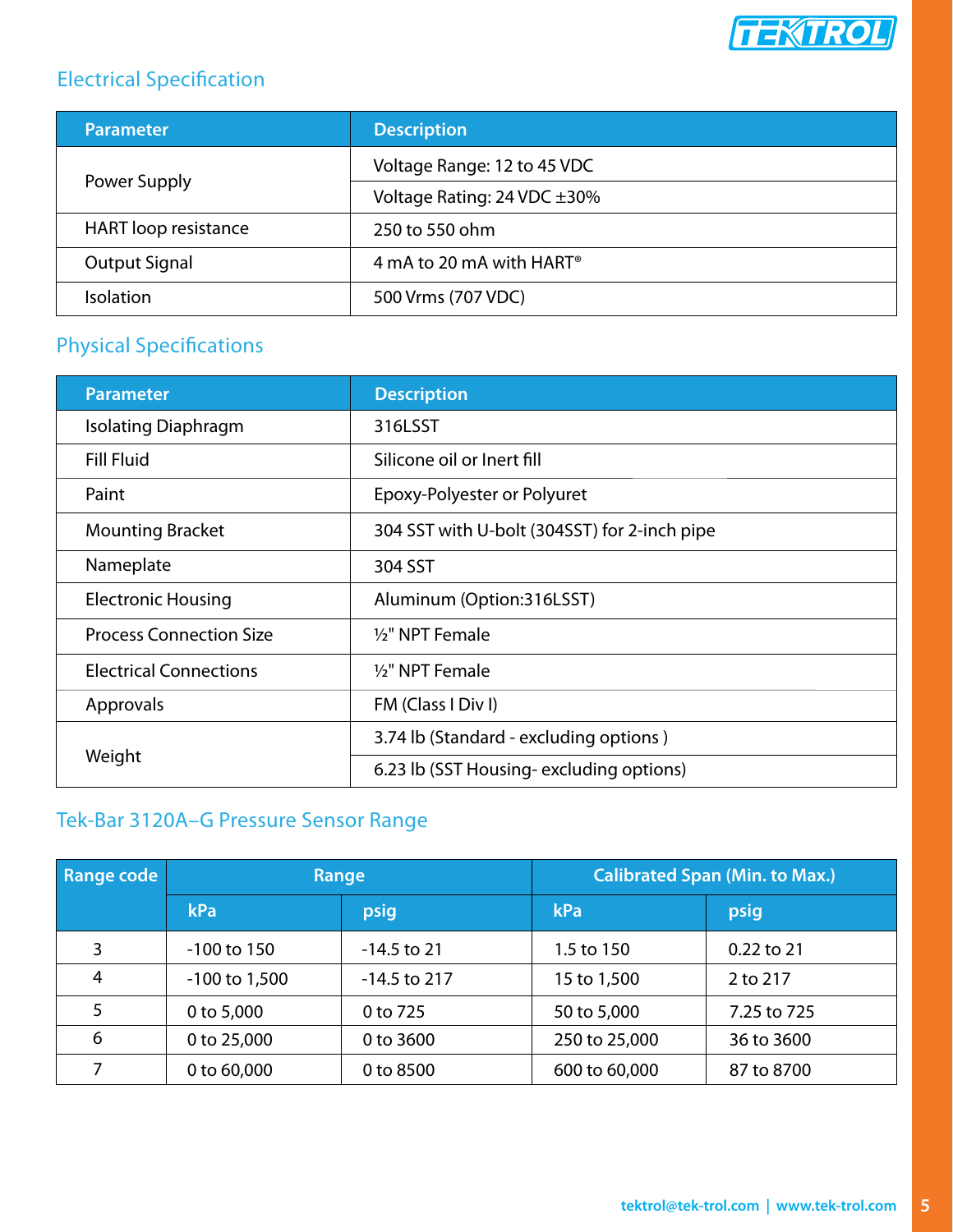## Electrical Specification

| Parameter | Description |
|---|---|
| Power Supply | Voltage Range: 12 to 45 VDC |
| | Voltage Rating: 24 VDC ±30% |
| HART loop resistance | 250 to 550 ohm |
| Output Signal | 4 mA to 20 mA with HART® |
| Isolation | 500 Vrms (707 VDC) |

## Physical Specifications

| Parameter | Description |
|---|---|
| Isolating Diaphragm | 316LSST |
| Fill Fluid | Silicone oil or Inert fill |
| Paint | Epoxy-Polyester or Polyuret |
| Mounting Bracket | 304 SST with U-bolt (304SST) for 2-inch pipe |
| Nameplate | 304 SST |
| Electronic Housing | Aluminum (Option:316LSST) |
| Process Connection Size | ½" NPT Female |
| Electrical Connections | ½" NPT Female |
| Approvals | FM (Class I Div I) |
| Weight | 3.74 lb (Standard - excluding options ) |
| | 6.23 lb (SST Housing- excluding options) |

## Tek-Bar 3120A–G Pressure Sensor Range

| Range code | Range | | Calibrated Span (Min. to Max.) | |
|---|---|---|---|---|
| | kPa | psig | kPa | psig |
| 3 | -100 to 150 | -14.5 to 21 | 1.5 to 150 | 0.22 to 21 |
| 4 | -100 to 1,500 | -14.5 to 217 | 15 to 1,500 | 2 to 217 |
| 5 | 0 to 5,000 | 0 to 725 | 50 to 5,000 | 7.25 to 725 |
| 6 | 0 to 25,000 | 0 to 3600 | 250 to 25,000 | 36 to 3600 |
| 7 | 0 to 60,000 | 0 to 8500 | 600 to 60,000 | 87 to 8700 |

tektrol@tek-trol.com | www.tek-trol.com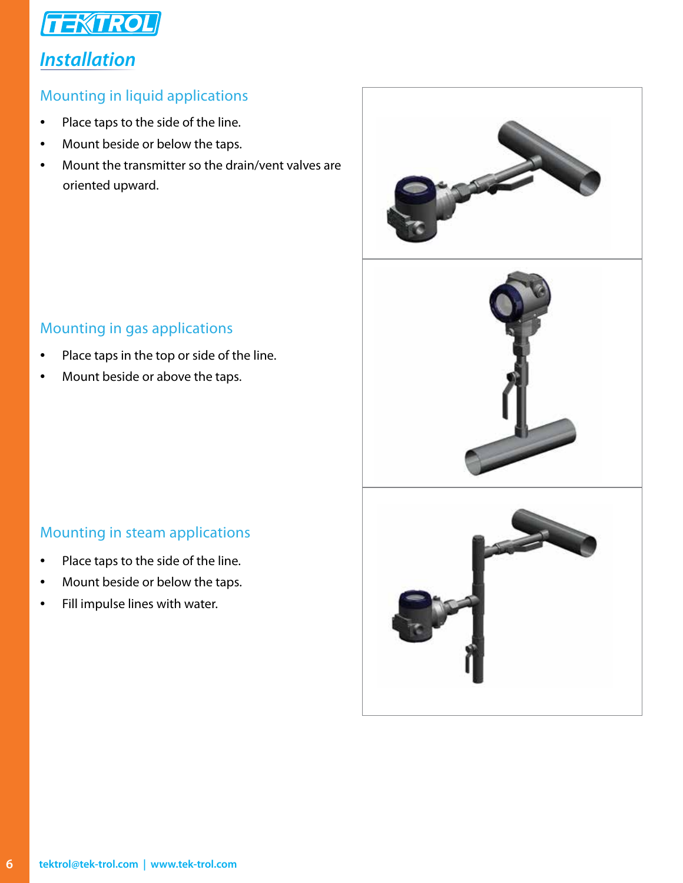# Installation

## Mounting in liquid applications

- Place taps to the side of the line.
- Mount beside or below the taps.
- Mount the transmitter so the drain/vent valves are oriented upward.

## Mounting in gas applications

- Place taps in the top or side of the line.
- Mount beside or above the taps.

## Mounting in steam applications

- Place taps to the side of the line.
- Mount beside or below the taps.
- Fill impulse lines with water.

tektrol@tek-trol.com | www.tek-trol.com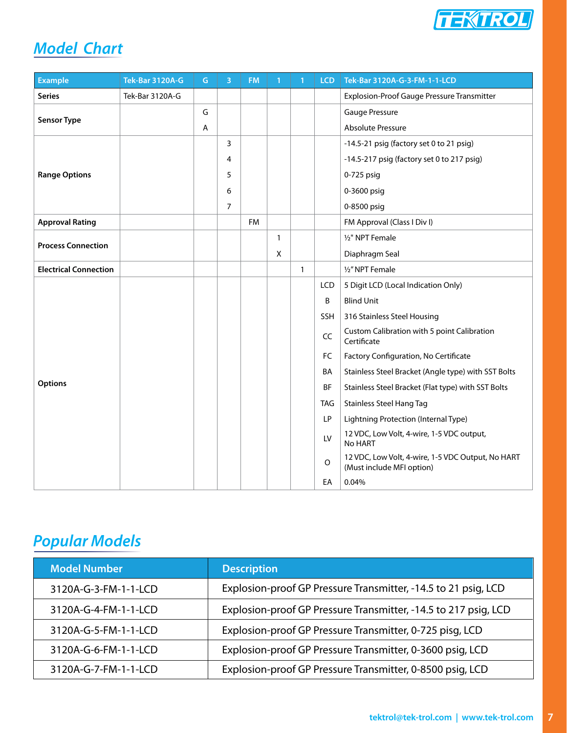## Model Chart

| Example | Tek-Bar 3120A-G | G | 3 | FM | 1 | 1 | LCD | Tek-Bar 3120A-G-3-FM-1-1-LCD |
|---|---|---|---|---|---|---|---|---|
| **Series** | Tek-Bar 3120A-G | | | | | | | Explosion-Proof Gauge Pressure Transmitter |
| **Sensor Type** | | G | | | | | | Gauge Pressure |
| | | A | | | | | | Absolute Pressure |
| **Range Options** | | | 3 | | | | | -14.5-21 psig (factory set 0 to 21 psig) |
| | | | 4 | | | | | -14.5-217 psig (factory set 0 to 217 psig) |
| | | | 5 | | | | | 0-725 psig |
| | | | 6 | | | | | 0-3600 psig |
| | | | 7 | | | | | 0-8500 psig |
| **Approval Rating** | | | | FM | | | | FM Approval (Class I Div I) |
| **Process Connection** | | | | | 1 | | | ½" NPT Female |
| | | | | | X | | | Diaphragm Seal |
| **Electrical Connection** | | | | | | 1 | | ½" NPT Female |
| **Options** | | | | | | | LCD | 5 Digit LCD (Local Indication Only) |
| | | | | | | | B | Blind Unit |
| | | | | | | | SSH | 316 Stainless Steel Housing |
| | | | | | | | CC | Custom Calibration with 5 point Calibration Certificate |
| | | | | | | | FC | Factory Configuration, No Certificate |
| | | | | | | | BA | Stainless Steel Bracket (Angle type) with SST Bolts |
| | | | | | | | BF | Stainless Steel Bracket (Flat type) with SST Bolts |
| | | | | | | | TAG | Stainless Steel Hang Tag |
| | | | | | | | LP | Lightning Protection (Internal Type) |
| | | | | | | | LV | 12 VDC, Low Volt, 4-wire, 1-5 VDC output, No HART |
| | | | | | | | O | 12 VDC, Low Volt, 4-wire, 1-5 VDC Output, No HART (Must include MFI option) |
| | | | | | | | EA | 0.04% |

## Popular Models

| Model Number | Description |
|---|---|
| 3120A-G-3-FM-1-1-LCD | Explosion-proof GP Pressure Transmitter, -14.5 to 21 psig, LCD |
| 3120A-G-4-FM-1-1-LCD | Explosion-proof GP Pressure Transmitter, -14.5 to 217 psig, LCD |
| 3120A-G-5-FM-1-1-LCD | Explosion-proof GP Pressure Transmitter, 0-725 pisg, LCD |
| 3120A-G-6-FM-1-1-LCD | Explosion-proof GP Pressure Transmitter, 0-3600 psig, LCD |
| 3120A-G-7-FM-1-1-LCD | Explosion-proof GP Pressure Transmitter, 0-8500 psig, LCD |

tektrol@tek-trol.com | www.tek-trol.com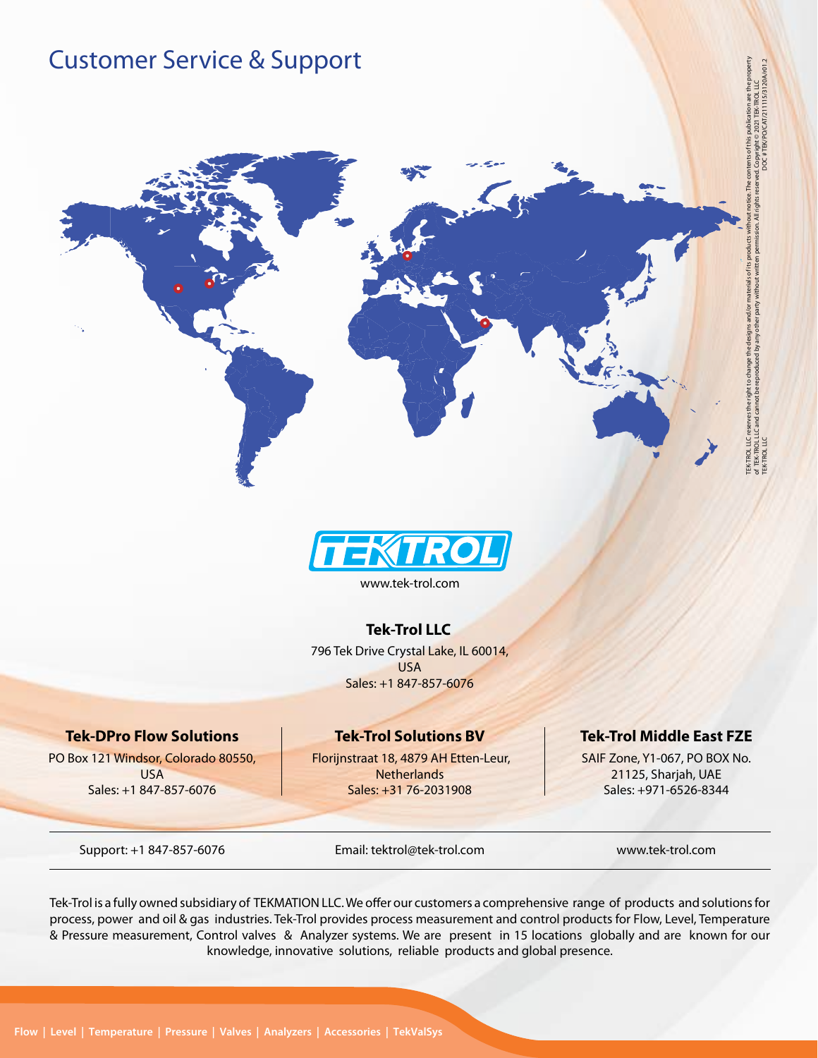# Customer Service & Support

TEK-TROL LLC reserves the right to change the designs and/or materials of its products without notice. The contents of this publication are the property of TEK-TROL LLC and cannot be reproduced by any other party without written permission. All rights reserved. Copyright © 2021 TEK-TROL LLC
DOC # TEK/PO/CAT/211115/3120A/r01.2
TEK-TROL LLC

TEKTROL

www.tek-trol.com

**Tek-Trol LLC**

796 Tek Drive Crystal Lake, IL 60014,
USA
Sales: +1 847-857-6076

**Tek-DPro Flow Solutions**

PO Box 121 Windsor, Colorado 80550,
USA
Sales: +1 847-857-6076

**Tek-Trol Solutions BV**

Florijnstraat 18, 4879 AH Etten-Leur,
Netherlands
Sales: +31 76-2031908

**Tek-Trol Middle East FZE**

SAIF Zone, Y1-067, PO BOX No.
21125, Sharjah, UAE
Sales: +971-6526-8344

Support: +1 847-857-6076 | Email: tektrol@tek-trol.com | www.tek-trol.com

Tek-Trol is a fully owned subsidiary of TEKMATION LLC. We offer our customers a comprehensive range of products and solutions for process, power and oil & gas industries. Tek-Trol provides process measurement and control products for Flow, Level, Temperature & Pressure measurement, Control valves & Analyzer systems. We are present in 15 locations globally and are known for our knowledge, innovative solutions, reliable products and global presence.

**Flow | Level | Temperature | Pressure | Valves | Analyzers | Accessories | TekValSys**